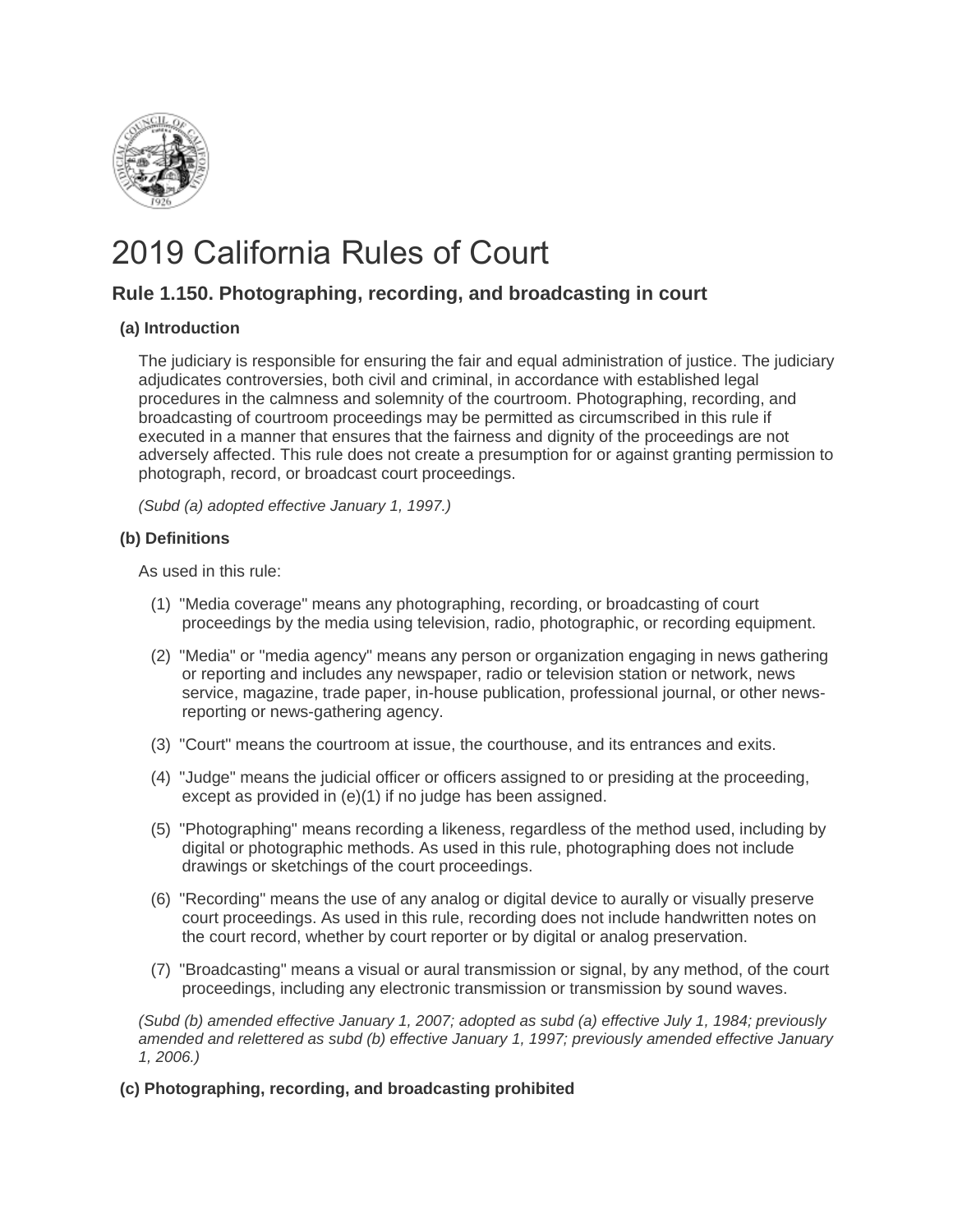# 2019 California Rules of Court

## Rule 1.150. Photographing, recording, and broadcasting in court

### (a) Introduction

The judiciary is responsible for ensuring the fair and equal administration of justice. The judiciary adjudicates controversies, both civil and criminal, in accordance with established legal procedures in the calmness and solemnity of the courtroom. Photographing, recording, and broadcasting of courtroom proceedings may be permitted as circumscribed in this rule if executed in a manner that ensures that the fairness and dignity of the proceedings are not adversely affected. This rule does not create a presumption for or against granting permission to photograph, record, or broadcast court proceedings.

*(Subd (a) adopted effective January 1, 1997.)*

### (b) Definitions

As used in this rule:

(1) "Media coverage" means any photographing, recording, or broadcasting of court proceedings by the media using television, radio, photographic, or recording equipment.

(2) "Media" or "media agency" means any person or organization engaging in news gathering or reporting and includes any newspaper, radio or television station or network, news service, magazine, trade paper, in-house publication, professional journal, or other news-reporting or news-gathering agency.

(3) "Court" means the courtroom at issue, the courthouse, and its entrances and exits.

(4) "Judge" means the judicial officer or officers assigned to or presiding at the proceeding, except as provided in (e)(1) if no judge has been assigned.

(5) "Photographing" means recording a likeness, regardless of the method used, including by digital or photographic methods. As used in this rule, photographing does not include drawings or sketchings of the court proceedings.

(6) "Recording" means the use of any analog or digital device to aurally or visually preserve court proceedings. As used in this rule, recording does not include handwritten notes on the court record, whether by court reporter or by digital or analog preservation.

(7) "Broadcasting" means a visual or aural transmission or signal, by any method, of the court proceedings, including any electronic transmission or transmission by sound waves.

*(Subd (b) amended effective January 1, 2007; adopted as subd (a) effective July 1, 1984; previously amended and relettered as subd (b) effective January 1, 1997; previously amended effective January 1, 2006.)*

### (c) Photographing, recording, and broadcasting prohibited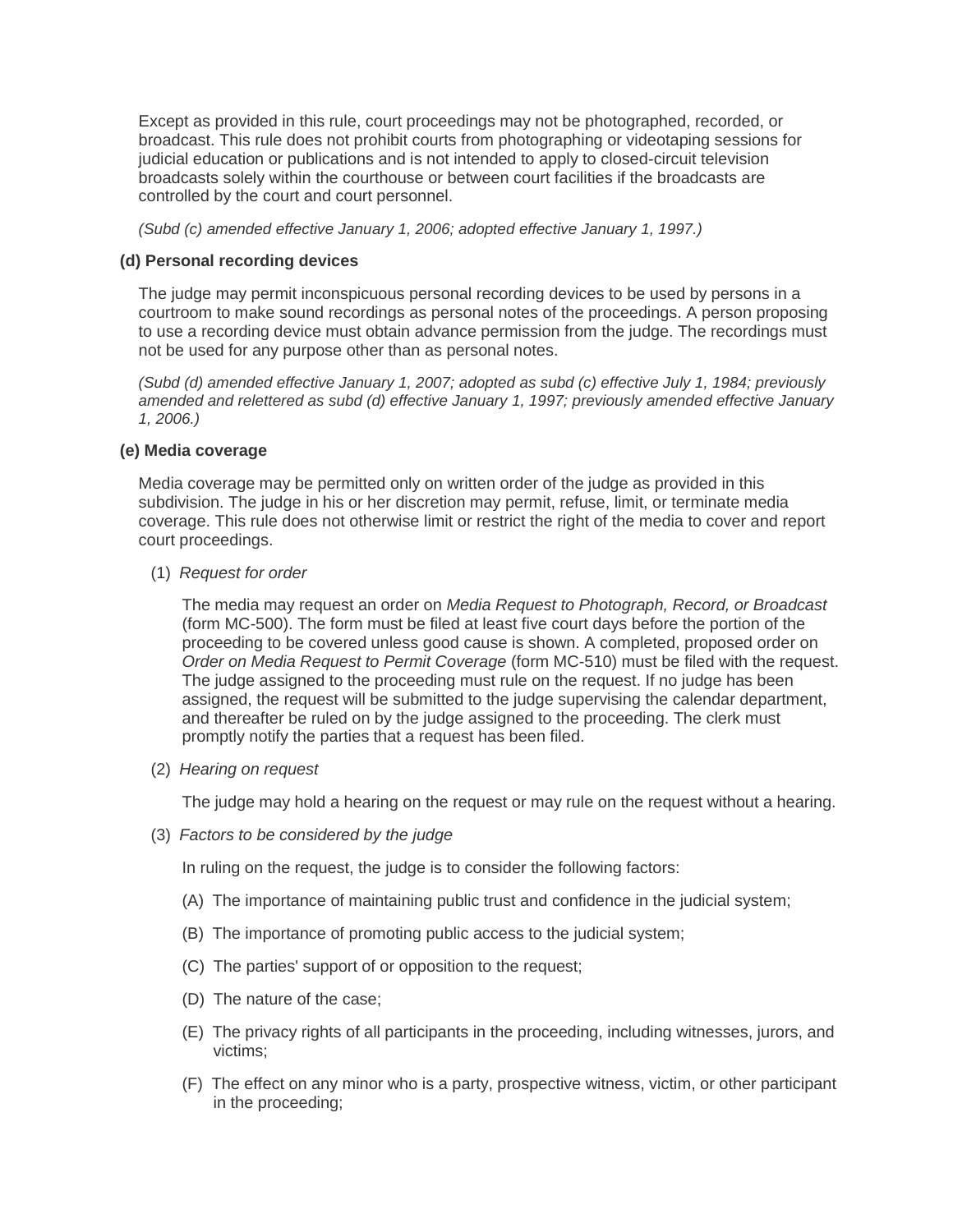Except as provided in this rule, court proceedings may not be photographed, recorded, or broadcast. This rule does not prohibit courts from photographing or videotaping sessions for judicial education or publications and is not intended to apply to closed-circuit television broadcasts solely within the courthouse or between court facilities if the broadcasts are controlled by the court and court personnel.

*(Subd (c) amended effective January 1, 2006; adopted effective January 1, 1997.)*

**(d) Personal recording devices**

The judge may permit inconspicuous personal recording devices to be used by persons in a courtroom to make sound recordings as personal notes of the proceedings. A person proposing to use a recording device must obtain advance permission from the judge. The recordings must not be used for any purpose other than as personal notes.

*(Subd (d) amended effective January 1, 2007; adopted as subd (c) effective July 1, 1984; previously amended and relettered as subd (d) effective January 1, 1997; previously amended effective January 1, 2006.)*

**(e) Media coverage**

Media coverage may be permitted only on written order of the judge as provided in this subdivision. The judge in his or her discretion may permit, refuse, limit, or terminate media coverage. This rule does not otherwise limit or restrict the right of the media to cover and report court proceedings.

(1) *Request for order*

The media may request an order on *Media Request to Photograph, Record, or Broadcast* (form MC-500). The form must be filed at least five court days before the portion of the proceeding to be covered unless good cause is shown. A completed, proposed order on *Order on Media Request to Permit Coverage* (form MC-510) must be filed with the request. The judge assigned to the proceeding must rule on the request. If no judge has been assigned, the request will be submitted to the judge supervising the calendar department, and thereafter be ruled on by the judge assigned to the proceeding. The clerk must promptly notify the parties that a request has been filed.

(2) *Hearing on request*

The judge may hold a hearing on the request or may rule on the request without a hearing.

(3) *Factors to be considered by the judge*

In ruling on the request, the judge is to consider the following factors:

(A) The importance of maintaining public trust and confidence in the judicial system;

(B) The importance of promoting public access to the judicial system;

(C) The parties' support of or opposition to the request;

(D) The nature of the case;

(E) The privacy rights of all participants in the proceeding, including witnesses, jurors, and victims;

(F) The effect on any minor who is a party, prospective witness, victim, or other participant in the proceeding;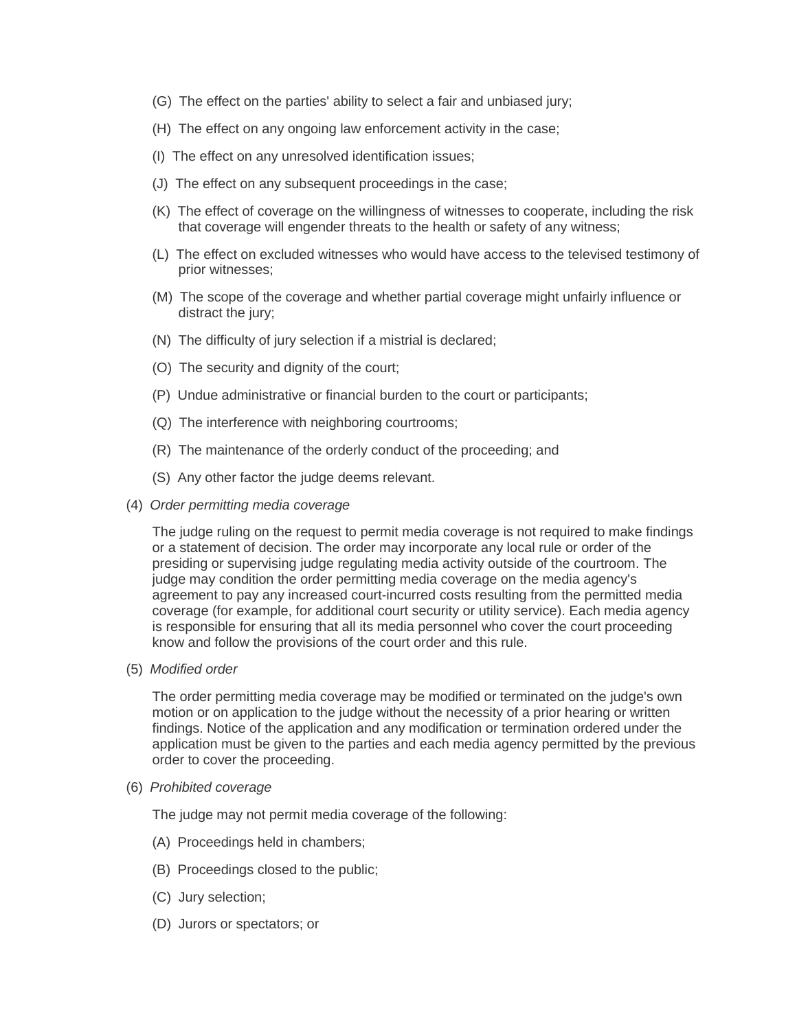(G) The effect on the parties' ability to select a fair and unbiased jury;

(H) The effect on any ongoing law enforcement activity in the case;

(I) The effect on any unresolved identification issues;

(J) The effect on any subsequent proceedings in the case;

(K) The effect of coverage on the willingness of witnesses to cooperate, including the risk that coverage will engender threats to the health or safety of any witness;

(L) The effect on excluded witnesses who would have access to the televised testimony of prior witnesses;

(M) The scope of the coverage and whether partial coverage might unfairly influence or distract the jury;

(N) The difficulty of jury selection if a mistrial is declared;

(O) The security and dignity of the court;

(P) Undue administrative or financial burden to the court or participants;

(Q) The interference with neighboring courtrooms;

(R) The maintenance of the orderly conduct of the proceeding; and

(S) Any other factor the judge deems relevant.

(4) *Order permitting media coverage*

The judge ruling on the request to permit media coverage is not required to make findings or a statement of decision. The order may incorporate any local rule or order of the presiding or supervising judge regulating media activity outside of the courtroom. The judge may condition the order permitting media coverage on the media agency's agreement to pay any increased court-incurred costs resulting from the permitted media coverage (for example, for additional court security or utility service). Each media agency is responsible for ensuring that all its media personnel who cover the court proceeding know and follow the provisions of the court order and this rule.

(5) *Modified order*

The order permitting media coverage may be modified or terminated on the judge's own motion or on application to the judge without the necessity of a prior hearing or written findings. Notice of the application and any modification or termination ordered under the application must be given to the parties and each media agency permitted by the previous order to cover the proceeding.

(6) *Prohibited coverage*

The judge may not permit media coverage of the following:

(A) Proceedings held in chambers;

(B) Proceedings closed to the public;

(C) Jury selection;

(D) Jurors or spectators; or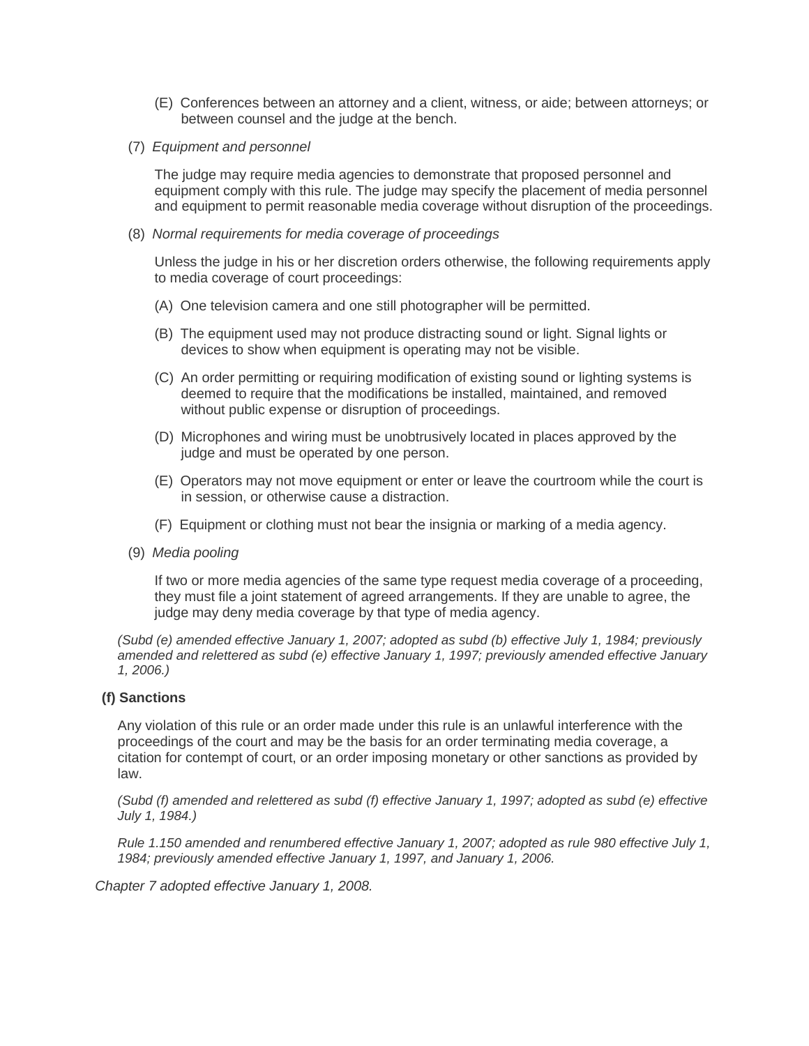(E) Conferences between an attorney and a client, witness, or aide; between attorneys; or between counsel and the judge at the bench.

(7) *Equipment and personnel*

The judge may require media agencies to demonstrate that proposed personnel and equipment comply with this rule. The judge may specify the placement of media personnel and equipment to permit reasonable media coverage without disruption of the proceedings.

(8) *Normal requirements for media coverage of proceedings*

Unless the judge in his or her discretion orders otherwise, the following requirements apply to media coverage of court proceedings:

(A) One television camera and one still photographer will be permitted.

(B) The equipment used may not produce distracting sound or light. Signal lights or devices to show when equipment is operating may not be visible.

(C) An order permitting or requiring modification of existing sound or lighting systems is deemed to require that the modifications be installed, maintained, and removed without public expense or disruption of proceedings.

(D) Microphones and wiring must be unobtrusively located in places approved by the judge and must be operated by one person.

(E) Operators may not move equipment or enter or leave the courtroom while the court is in session, or otherwise cause a distraction.

(F) Equipment or clothing must not bear the insignia or marking of a media agency.

(9) *Media pooling*

If two or more media agencies of the same type request media coverage of a proceeding, they must file a joint statement of agreed arrangements. If they are unable to agree, the judge may deny media coverage by that type of media agency.

*(Subd (e) amended effective January 1, 2007; adopted as subd (b) effective July 1, 1984; previously amended and relettered as subd (e) effective January 1, 1997; previously amended effective January 1, 2006.)*

**(f) Sanctions**

Any violation of this rule or an order made under this rule is an unlawful interference with the proceedings of the court and may be the basis for an order terminating media coverage, a citation for contempt of court, or an order imposing monetary or other sanctions as provided by law.

*(Subd (f) amended and relettered as subd (f) effective January 1, 1997; adopted as subd (e) effective July 1, 1984.)*

*Rule 1.150 amended and renumbered effective January 1, 2007; adopted as rule 980 effective July 1, 1984; previously amended effective January 1, 1997, and January 1, 2006.*

*Chapter 7 adopted effective January 1, 2008.*